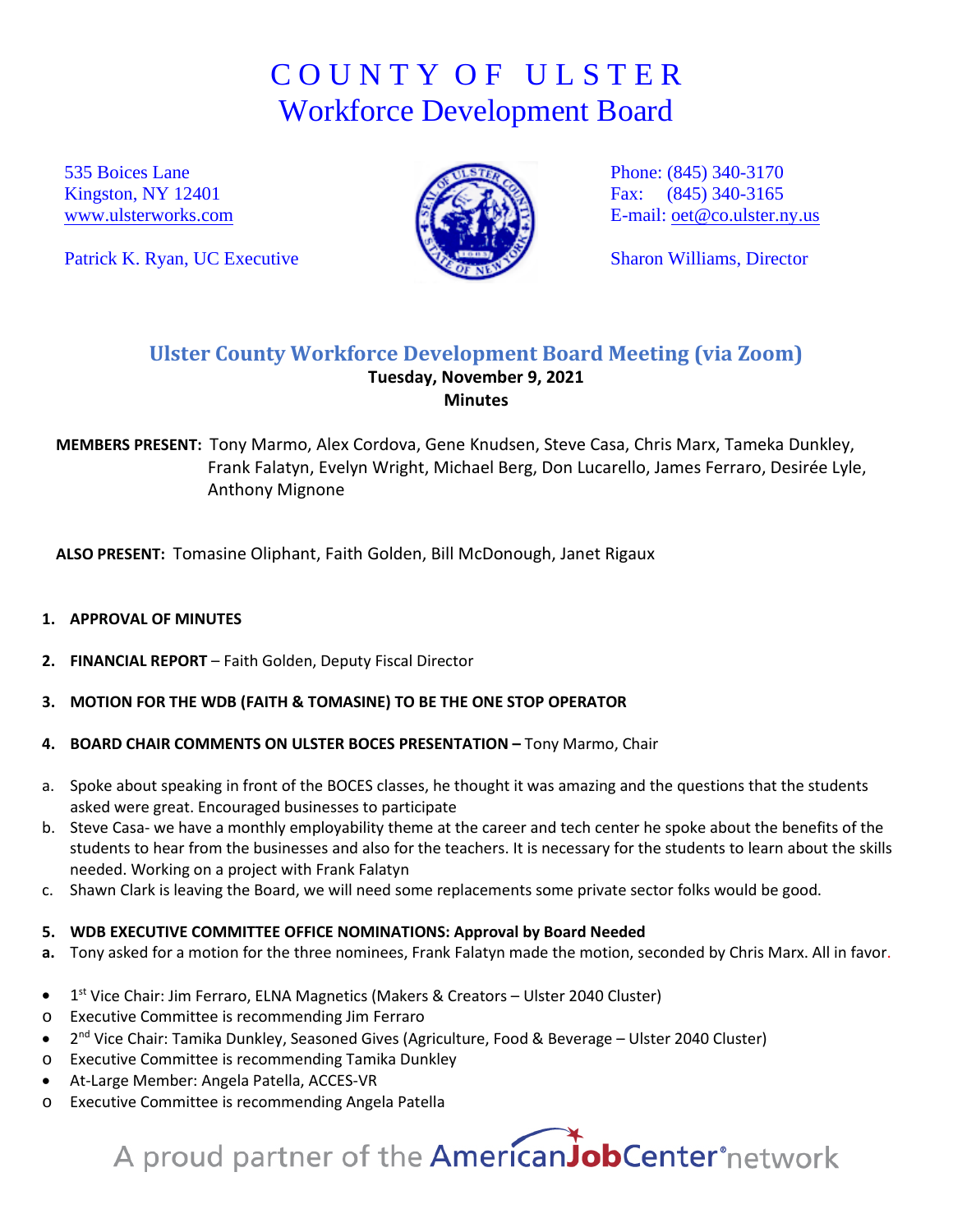# COUNTY OF ULSTER
## Workforce Development Board

535 Boices Lane
Kingston, NY 12401
www.ulsterworks.com

Patrick K. Ryan, UC Executive

Phone: (845) 340-3170
Fax: (845) 340-3165
E-mail: oet@co.ulster.ny.us

Sharon Williams, Director

### Ulster County Workforce Development Board Meeting (via Zoom)

**Tuesday, November 9, 2021**

**Minutes**

**MEMBERS PRESENT:** Tony Marmo, Alex Cordova, Gene Knudsen, Steve Casa, Chris Marx, Tameka Dunkley, Frank Falatyn, Evelyn Wright, Michael Berg, Don Lucarello, James Ferraro, Desirée Lyle, Anthony Mignone

**ALSO PRESENT:** Tomasine Oliphant, Faith Golden, Bill McDonough, Janet Rigaux

1. **APPROVAL OF MINUTES**
2. **FINANCIAL REPORT** – Faith Golden, Deputy Fiscal Director
3. **MOTION FOR THE WDB (FAITH & TOMASINE) TO BE THE ONE STOP OPERATOR**
4. **BOARD CHAIR COMMENTS ON ULSTER BOCES PRESENTATION –** Tony Marmo, Chair

a. Spoke about speaking in front of the BOCES classes, he thought it was amazing and the questions that the students asked were great. Encouraged businesses to participate

b. Steve Casa- we have a monthly employability theme at the career and tech center he spoke about the benefits of the students to hear from the businesses and also for the teachers. It is necessary for the students to learn about the skills needed. Working on a project with Frank Falatyn

c. Shawn Clark is leaving the Board, we will need some replacements some private sector folks would be good.

5. **WDB EXECUTIVE COMMITTEE OFFICE NOMINATIONS: Approval by Board Needed**

**a.** Tony asked for a motion for the three nominees, Frank Falatyn made the motion, seconded by Chris Marx. All in favor.

- 1st Vice Chair: Jim Ferraro, ELNA Magnetics (Makers & Creators – Ulster 2040 Cluster)
  - Executive Committee is recommending Jim Ferraro
- 2nd Vice Chair: Tamika Dunkley, Seasoned Gives (Agriculture, Food & Beverage – Ulster 2040 Cluster)
  - Executive Committee is recommending Tamika Dunkley
- At-Large Member: Angela Patella, ACCES-VR
  - Executive Committee is recommending Angela Patella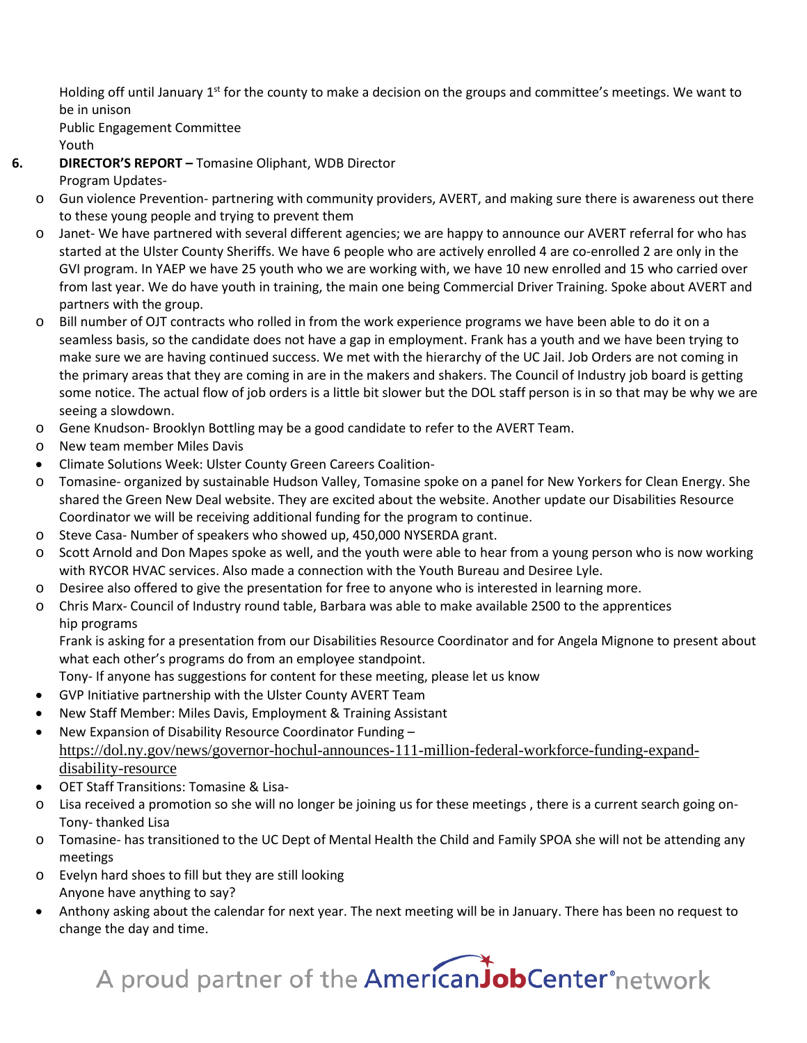Holding off until January 1st for the county to make a decision on the groups and committee's meetings. We want to be in unison

Public Engagement Committee

Youth

6. **DIRECTOR'S REPORT –** Tomasine Oliphant, WDB Director

Program Updates-

- Gun violence Prevention- partnering with community providers, AVERT, and making sure there is awareness out there to these young people and trying to prevent them
- Janet- We have partnered with several different agencies; we are happy to announce our AVERT referral for who has started at the Ulster County Sheriffs. We have 6 people who are actively enrolled 4 are co-enrolled 2 are only in the GVI program. In YAEP we have 25 youth who we are working with, we have 10 new enrolled and 15 who carried over from last year. We do have youth in training, the main one being Commercial Driver Training. Spoke about AVERT and partners with the group.
- Bill number of OJT contracts who rolled in from the work experience programs we have been able to do it on a seamless basis, so the candidate does not have a gap in employment. Frank has a youth and we have been trying to make sure we are having continued success. We met with the hierarchy of the UC Jail. Job Orders are not coming in the primary areas that they are coming in are in the makers and shakers. The Council of Industry job board is getting some notice. The actual flow of job orders is a little bit slower but the DOL staff person is in so that may be why we are seeing a slowdown.
- Gene Knudson- Brooklyn Bottling may be a good candidate to refer to the AVERT Team.
- New team member Miles Davis

- Climate Solutions Week: Ulster County Green Careers Coalition-
  - Tomasine- organized by sustainable Hudson Valley, Tomasine spoke on a panel for New Yorkers for Clean Energy. She shared the Green New Deal website. They are excited about the website. Another update our Disabilities Resource Coordinator we will be receiving additional funding for the program to continue.
  - Steve Casa- Number of speakers who showed up, 450,000 NYSERDA grant.
  - Scott Arnold and Don Mapes spoke as well, and the youth were able to hear from a young person who is now working with RYCOR HVAC services. Also made a connection with the Youth Bureau and Desiree Lyle.
  - Desiree also offered to give the presentation for free to anyone who is interested in learning more.
  - Chris Marx- Council of Industry round table, Barbara was able to make available 2500 to the apprentices hip programs

  Frank is asking for a presentation from our Disabilities Resource Coordinator and for Angela Mignone to present about what each other's programs do from an employee standpoint.

  Tony- If anyone has suggestions for content for these meeting, please let us know
- GVP Initiative partnership with the Ulster County AVERT Team
- New Staff Member: Miles Davis, Employment & Training Assistant
- New Expansion of Disability Resource Coordinator Funding – https://dol.ny.gov/news/governor-hochul-announces-111-million-federal-workforce-funding-expand-disability-resource
- OET Staff Transitions: Tomasine & Lisa-
  - Lisa received a promotion so she will no longer be joining us for these meetings , there is a current search going on- Tony- thanked Lisa
  - Tomasine- has transitioned to the UC Dept of Mental Health the Child and Family SPOA she will not be attending any meetings
  - Evelyn hard shoes to fill but they are still looking

  Anyone have anything to say?
- Anthony asking about the calendar for next year. The next meeting will be in January. There has been no request to change the day and time.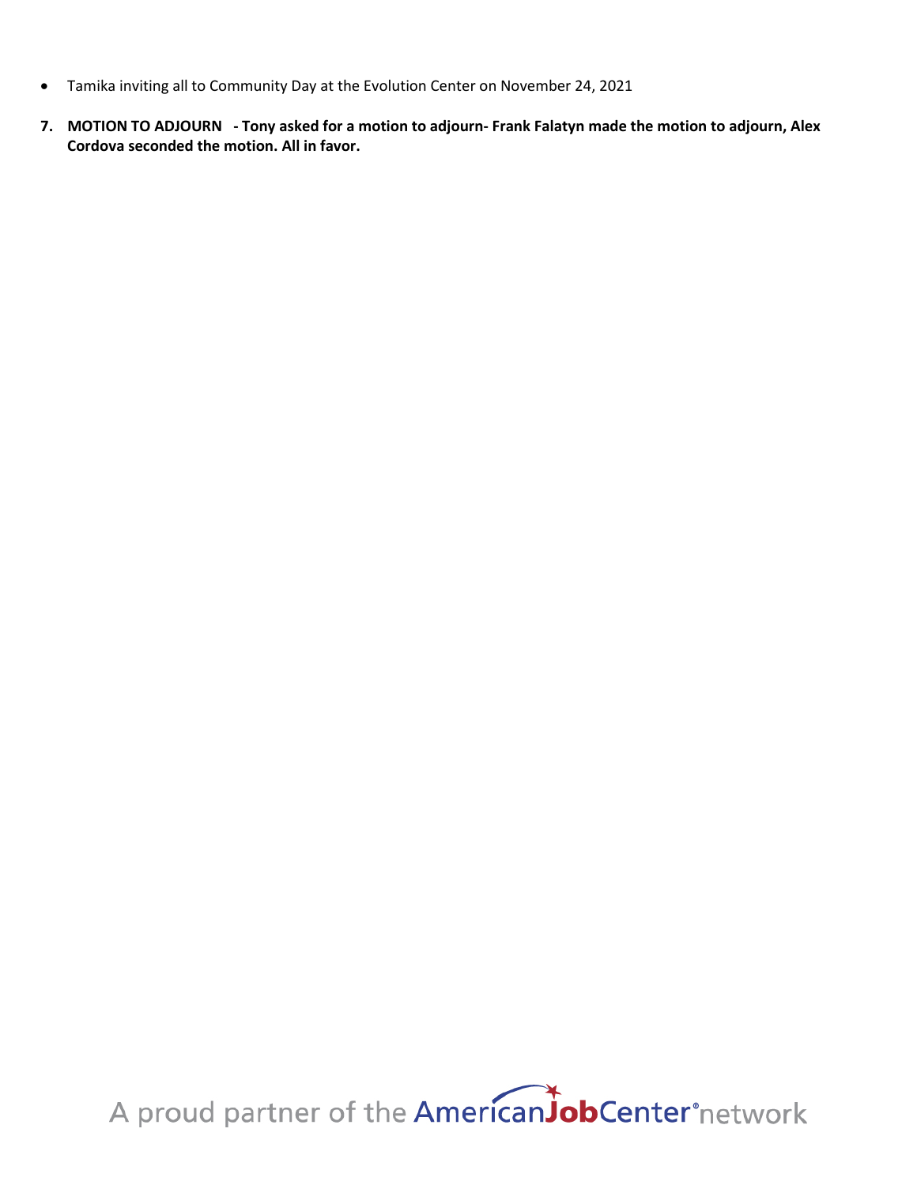- Tamika inviting all to Community Day at the Evolution Center on November 24, 2021

7. **MOTION TO ADJOURN - Tony asked for a motion to adjourn- Frank Falatyn made the motion to adjourn, Alex Cordova seconded the motion. All in favor.**